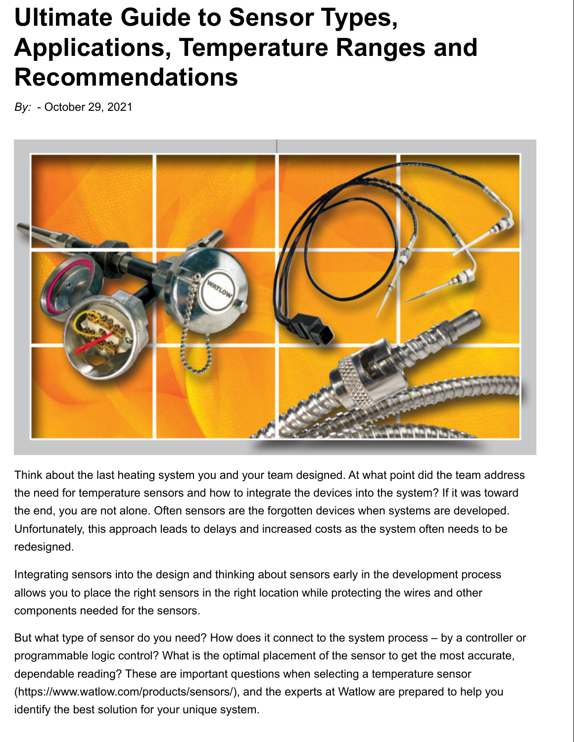# Ultimate Guide to Sensor Types, Applications, Temperature Ranges and Recommendations

*By:* - October 29, 2021

Think about the last heating system you and your team designed. At what point did the team address the need for temperature sensors and how to integrate the devices into the system? If it was toward the end, you are not alone. Often sensors are the forgotten devices when systems are developed. Unfortunately, this approach leads to delays and increased costs as the system often needs to be redesigned.

Integrating sensors into the design and thinking about sensors early in the development process allows you to place the right sensors in the right location while protecting the wires and other components needed for the sensors.

But what type of sensor do you need? How does it connect to the system process – by a controller or programmable logic control? What is the optimal placement of the sensor to get the most accurate, dependable reading? These are important questions when selecting a temperature sensor (https://www.watlow.com/products/sensors/), and the experts at Watlow are prepared to help you identify the best solution for your unique system.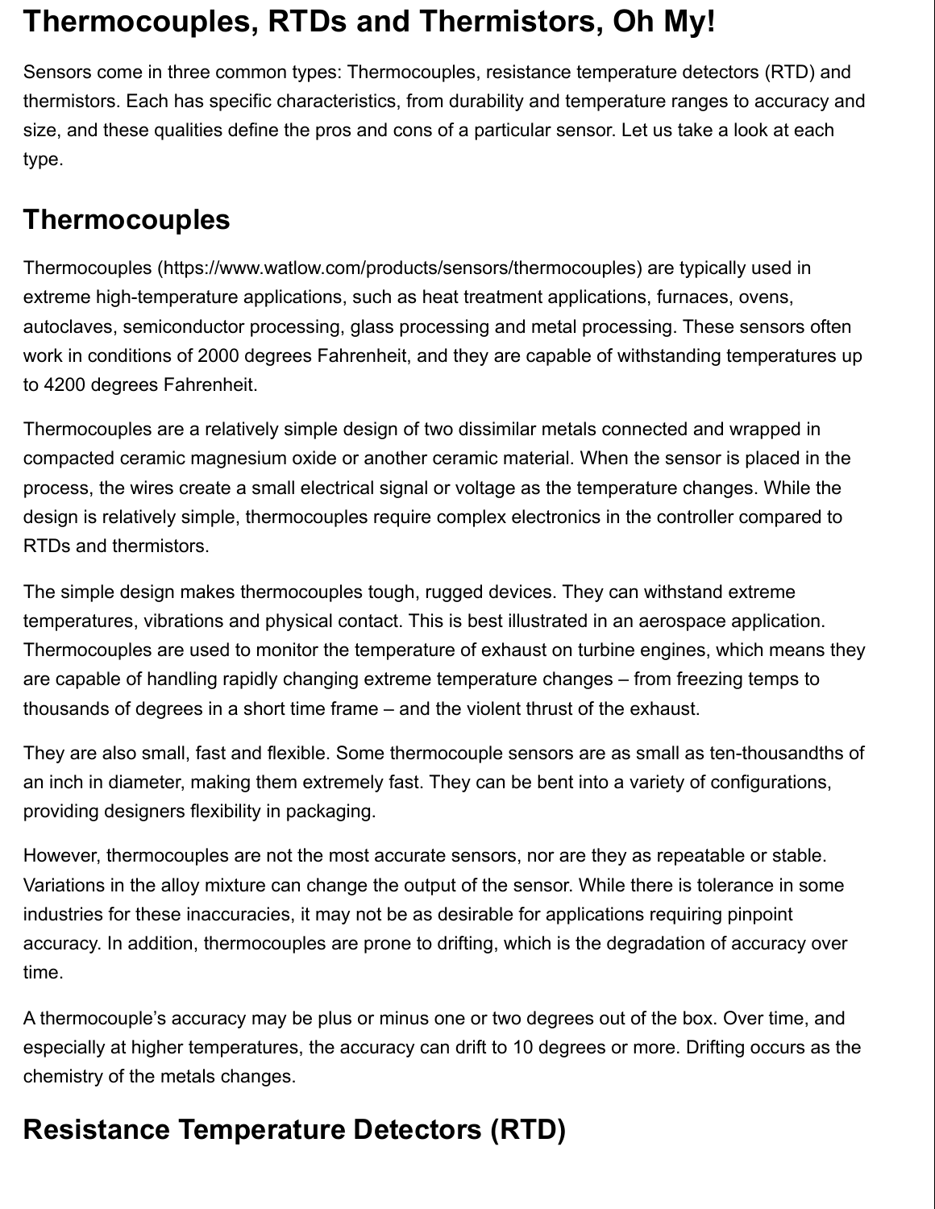# Thermocouples, RTDs and Thermistors, Oh My!

Sensors come in three common types: Thermocouples, resistance temperature detectors (RTD) and thermistors. Each has specific characteristics, from durability and temperature ranges to accuracy and size, and these qualities define the pros and cons of a particular sensor. Let us take a look at each type.

## Thermocouples

Thermocouples (https://www.watlow.com/products/sensors/thermocouples) are typically used in extreme high-temperature applications, such as heat treatment applications, furnaces, ovens, autoclaves, semiconductor processing, glass processing and metal processing. These sensors often work in conditions of 2000 degrees Fahrenheit, and they are capable of withstanding temperatures up to 4200 degrees Fahrenheit.

Thermocouples are a relatively simple design of two dissimilar metals connected and wrapped in compacted ceramic magnesium oxide or another ceramic material. When the sensor is placed in the process, the wires create a small electrical signal or voltage as the temperature changes. While the design is relatively simple, thermocouples require complex electronics in the controller compared to RTDs and thermistors.

The simple design makes thermocouples tough, rugged devices. They can withstand extreme temperatures, vibrations and physical contact. This is best illustrated in an aerospace application. Thermocouples are used to monitor the temperature of exhaust on turbine engines, which means they are capable of handling rapidly changing extreme temperature changes – from freezing temps to thousands of degrees in a short time frame – and the violent thrust of the exhaust.

They are also small, fast and flexible. Some thermocouple sensors are as small as ten-thousandths of an inch in diameter, making them extremely fast. They can be bent into a variety of configurations, providing designers flexibility in packaging.

However, thermocouples are not the most accurate sensors, nor are they as repeatable or stable. Variations in the alloy mixture can change the output of the sensor. While there is tolerance in some industries for these inaccuracies, it may not be as desirable for applications requiring pinpoint accuracy. In addition, thermocouples are prone to drifting, which is the degradation of accuracy over time.

A thermocouple's accuracy may be plus or minus one or two degrees out of the box. Over time, and especially at higher temperatures, the accuracy can drift to 10 degrees or more. Drifting occurs as the chemistry of the metals changes.

## Resistance Temperature Detectors (RTD)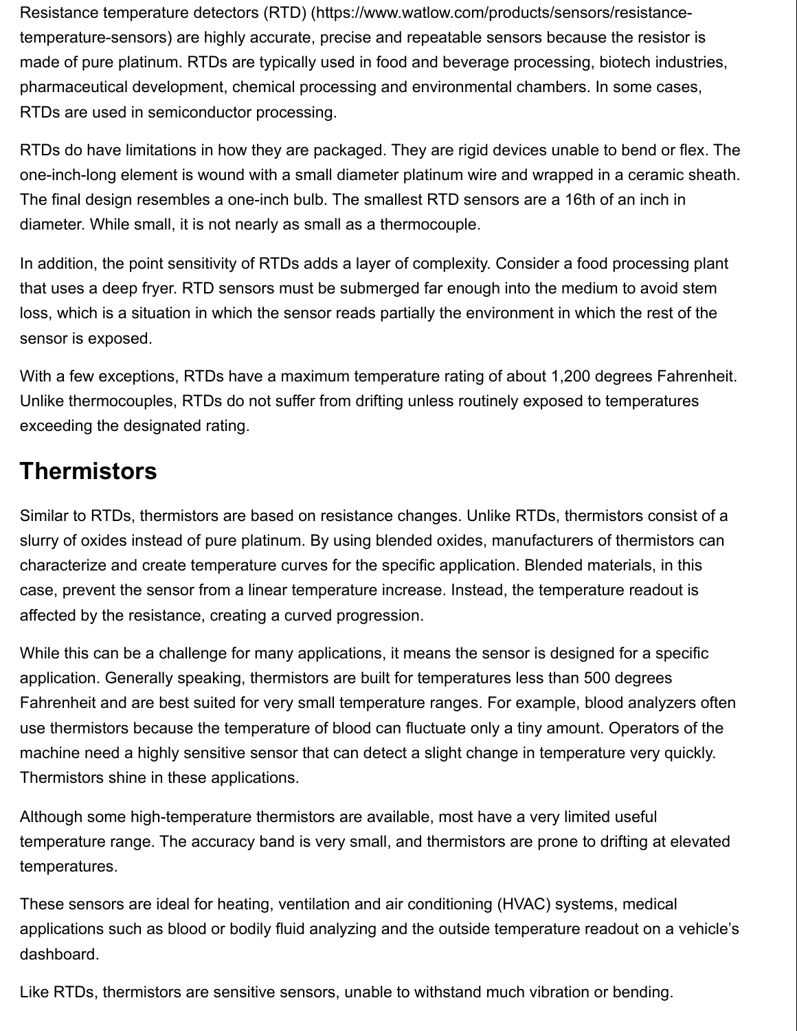Resistance temperature detectors (RTD) (https://www.watlow.com/products/sensors/resistance-temperature-sensors) are highly accurate, precise and repeatable sensors because the resistor is made of pure platinum. RTDs are typically used in food and beverage processing, biotech industries, pharmaceutical development, chemical processing and environmental chambers. In some cases, RTDs are used in semiconductor processing.

RTDs do have limitations in how they are packaged. They are rigid devices unable to bend or flex. The one-inch-long element is wound with a small diameter platinum wire and wrapped in a ceramic sheath. The final design resembles a one-inch bulb. The smallest RTD sensors are a 16th of an inch in diameter. While small, it is not nearly as small as a thermocouple.

In addition, the point sensitivity of RTDs adds a layer of complexity. Consider a food processing plant that uses a deep fryer. RTD sensors must be submerged far enough into the medium to avoid stem loss, which is a situation in which the sensor reads partially the environment in which the rest of the sensor is exposed.

With a few exceptions, RTDs have a maximum temperature rating of about 1,200 degrees Fahrenheit. Unlike thermocouples, RTDs do not suffer from drifting unless routinely exposed to temperatures exceeding the designated rating.

## Thermistors

Similar to RTDs, thermistors are based on resistance changes. Unlike RTDs, thermistors consist of a slurry of oxides instead of pure platinum. By using blended oxides, manufacturers of thermistors can characterize and create temperature curves for the specific application. Blended materials, in this case, prevent the sensor from a linear temperature increase. Instead, the temperature readout is affected by the resistance, creating a curved progression.

While this can be a challenge for many applications, it means the sensor is designed for a specific application. Generally speaking, thermistors are built for temperatures less than 500 degrees Fahrenheit and are best suited for very small temperature ranges. For example, blood analyzers often use thermistors because the temperature of blood can fluctuate only a tiny amount. Operators of the machine need a highly sensitive sensor that can detect a slight change in temperature very quickly. Thermistors shine in these applications.

Although some high-temperature thermistors are available, most have a very limited useful temperature range. The accuracy band is very small, and thermistors are prone to drifting at elevated temperatures.

These sensors are ideal for heating, ventilation and air conditioning (HVAC) systems, medical applications such as blood or bodily fluid analyzing and the outside temperature readout on a vehicle's dashboard.

Like RTDs, thermistors are sensitive sensors, unable to withstand much vibration or bending.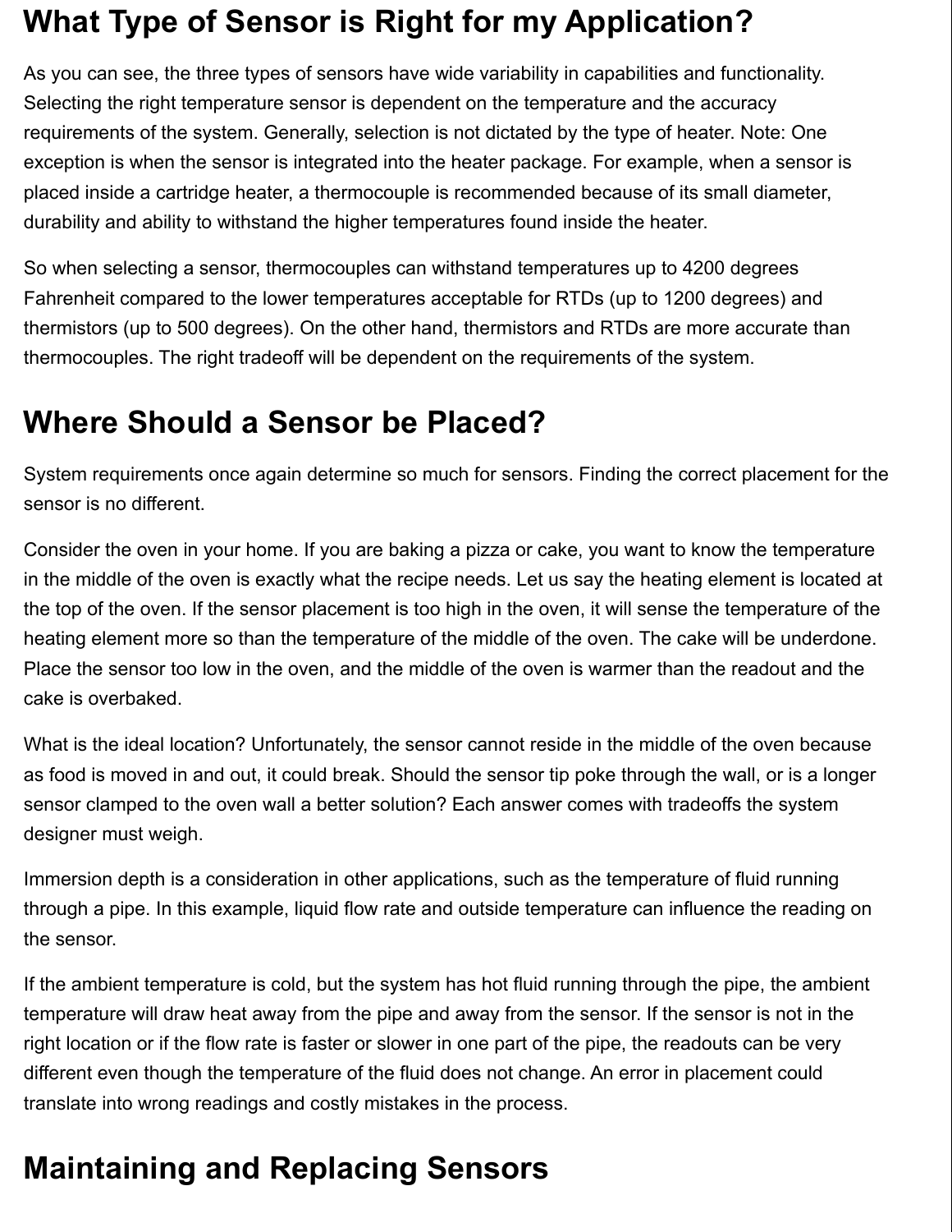# What Type of Sensor is Right for my Application?

As you can see, the three types of sensors have wide variability in capabilities and functionality. Selecting the right temperature sensor is dependent on the temperature and the accuracy requirements of the system. Generally, selection is not dictated by the type of heater. Note: One exception is when the sensor is integrated into the heater package. For example, when a sensor is placed inside a cartridge heater, a thermocouple is recommended because of its small diameter, durability and ability to withstand the higher temperatures found inside the heater.

So when selecting a sensor, thermocouples can withstand temperatures up to 4200 degrees Fahrenheit compared to the lower temperatures acceptable for RTDs (up to 1200 degrees) and thermistors (up to 500 degrees). On the other hand, thermistors and RTDs are more accurate than thermocouples. The right tradeoff will be dependent on the requirements of the system.

# Where Should a Sensor be Placed?

System requirements once again determine so much for sensors. Finding the correct placement for the sensor is no different.

Consider the oven in your home. If you are baking a pizza or cake, you want to know the temperature in the middle of the oven is exactly what the recipe needs. Let us say the heating element is located at the top of the oven. If the sensor placement is too high in the oven, it will sense the temperature of the heating element more so than the temperature of the middle of the oven. The cake will be underdone. Place the sensor too low in the oven, and the middle of the oven is warmer than the readout and the cake is overbaked.

What is the ideal location? Unfortunately, the sensor cannot reside in the middle of the oven because as food is moved in and out, it could break. Should the sensor tip poke through the wall, or is a longer sensor clamped to the oven wall a better solution? Each answer comes with tradeoffs the system designer must weigh.

Immersion depth is a consideration in other applications, such as the temperature of fluid running through a pipe. In this example, liquid flow rate and outside temperature can influence the reading on the sensor.

If the ambient temperature is cold, but the system has hot fluid running through the pipe, the ambient temperature will draw heat away from the pipe and away from the sensor. If the sensor is not in the right location or if the flow rate is faster or slower in one part of the pipe, the readouts can be very different even though the temperature of the fluid does not change. An error in placement could translate into wrong readings and costly mistakes in the process.

# Maintaining and Replacing Sensors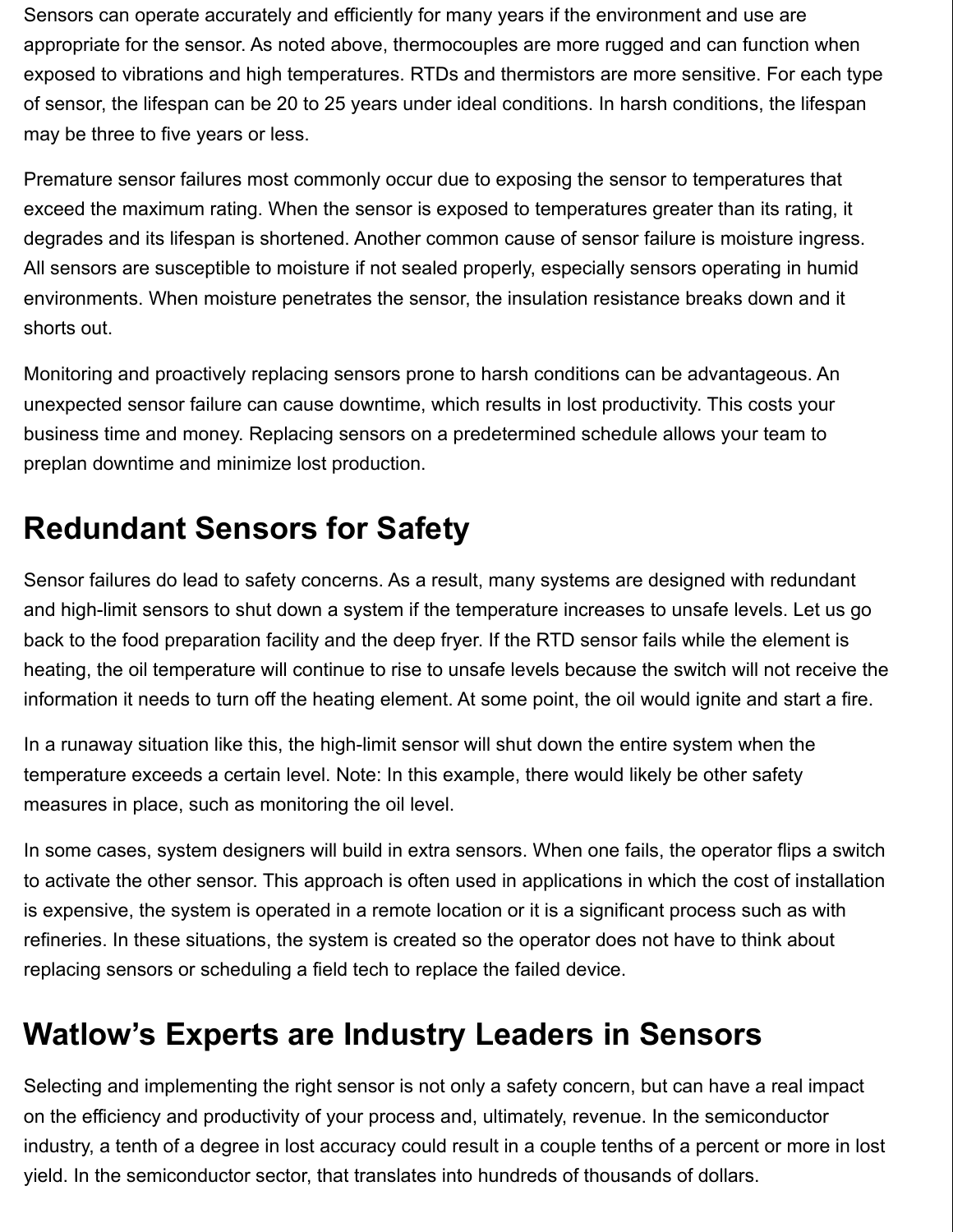Sensors can operate accurately and efficiently for many years if the environment and use are appropriate for the sensor. As noted above, thermocouples are more rugged and can function when exposed to vibrations and high temperatures. RTDs and thermistors are more sensitive. For each type of sensor, the lifespan can be 20 to 25 years under ideal conditions. In harsh conditions, the lifespan may be three to five years or less.

Premature sensor failures most commonly occur due to exposing the sensor to temperatures that exceed the maximum rating. When the sensor is exposed to temperatures greater than its rating, it degrades and its lifespan is shortened. Another common cause of sensor failure is moisture ingress. All sensors are susceptible to moisture if not sealed properly, especially sensors operating in humid environments. When moisture penetrates the sensor, the insulation resistance breaks down and it shorts out.

Monitoring and proactively replacing sensors prone to harsh conditions can be advantageous. An unexpected sensor failure can cause downtime, which results in lost productivity. This costs your business time and money. Replacing sensors on a predetermined schedule allows your team to preplan downtime and minimize lost production.

## Redundant Sensors for Safety

Sensor failures do lead to safety concerns. As a result, many systems are designed with redundant and high-limit sensors to shut down a system if the temperature increases to unsafe levels. Let us go back to the food preparation facility and the deep fryer. If the RTD sensor fails while the element is heating, the oil temperature will continue to rise to unsafe levels because the switch will not receive the information it needs to turn off the heating element. At some point, the oil would ignite and start a fire.

In a runaway situation like this, the high-limit sensor will shut down the entire system when the temperature exceeds a certain level. Note: In this example, there would likely be other safety measures in place, such as monitoring the oil level.

In some cases, system designers will build in extra sensors. When one fails, the operator flips a switch to activate the other sensor. This approach is often used in applications in which the cost of installation is expensive, the system is operated in a remote location or it is a significant process such as with refineries. In these situations, the system is created so the operator does not have to think about replacing sensors or scheduling a field tech to replace the failed device.

## Watlow's Experts are Industry Leaders in Sensors

Selecting and implementing the right sensor is not only a safety concern, but can have a real impact on the efficiency and productivity of your process and, ultimately, revenue. In the semiconductor industry, a tenth of a degree in lost accuracy could result in a couple tenths of a percent or more in lost yield. In the semiconductor sector, that translates into hundreds of thousands of dollars.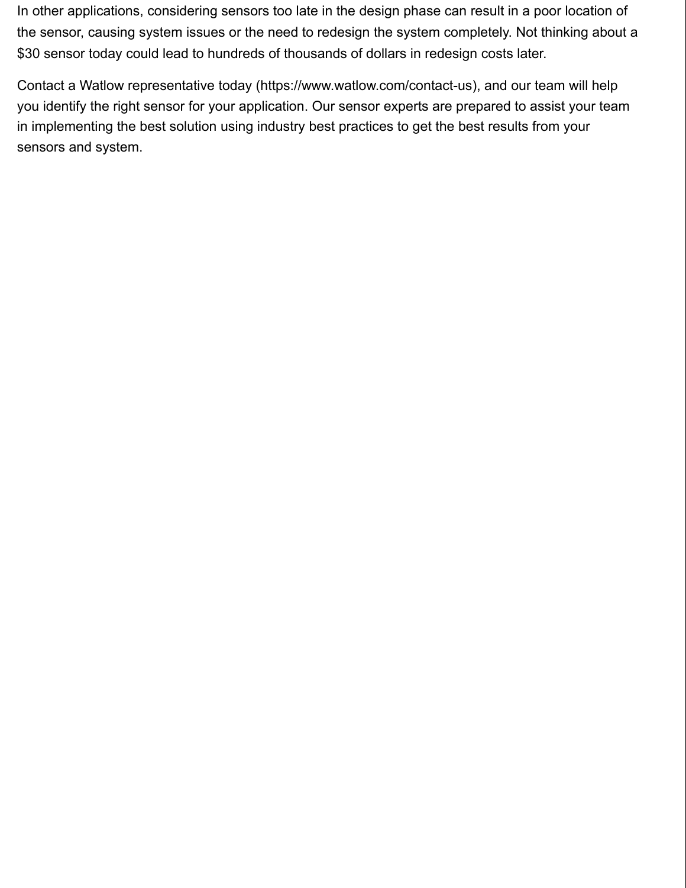In other applications, considering sensors too late in the design phase can result in a poor location of the sensor, causing system issues or the need to redesign the system completely. Not thinking about a $30 sensor today could lead to hundreds of thousands of dollars in redesign costs later.

Contact a Watlow representative today (https://www.watlow.com/contact-us), and our team will help you identify the right sensor for your application. Our sensor experts are prepared to assist your team in implementing the best solution using industry best practices to get the best results from your sensors and system.